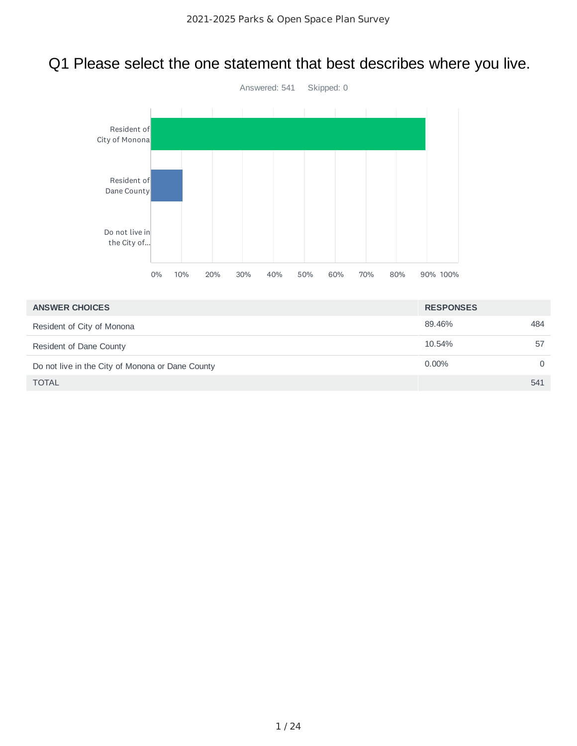# Q1 Please select the one statement that best describes where you live.

Answered: 541 Skipped: 0

| ANSWER CHOICES | RESPONSES | |
|---|---|---|
| Resident of City of Monona | 89.46% | 484 |
| Resident of Dane County | 10.54% | 57 |
| Do not live in the City of Monona or Dane County | 0.00% | 0 |
| TOTAL | | 541 |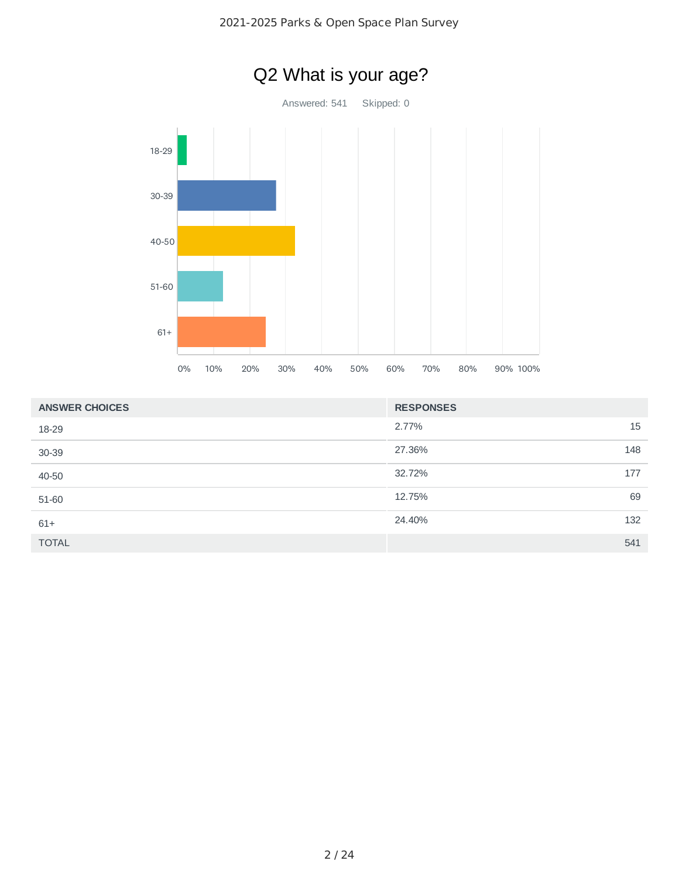## Q2 What is your age?

Answered: 541 Skipped: 0

| ANSWER CHOICES | RESPONSES | |
|---|---|---|
| 18-29 | 2.77% | 15 |
| 30-39 | 27.36% | 148 |
| 40-50 | 32.72% | 177 |
| 51-60 | 12.75% | 69 |
| 61+ | 24.40% | 132 |
| TOTAL | | 541 |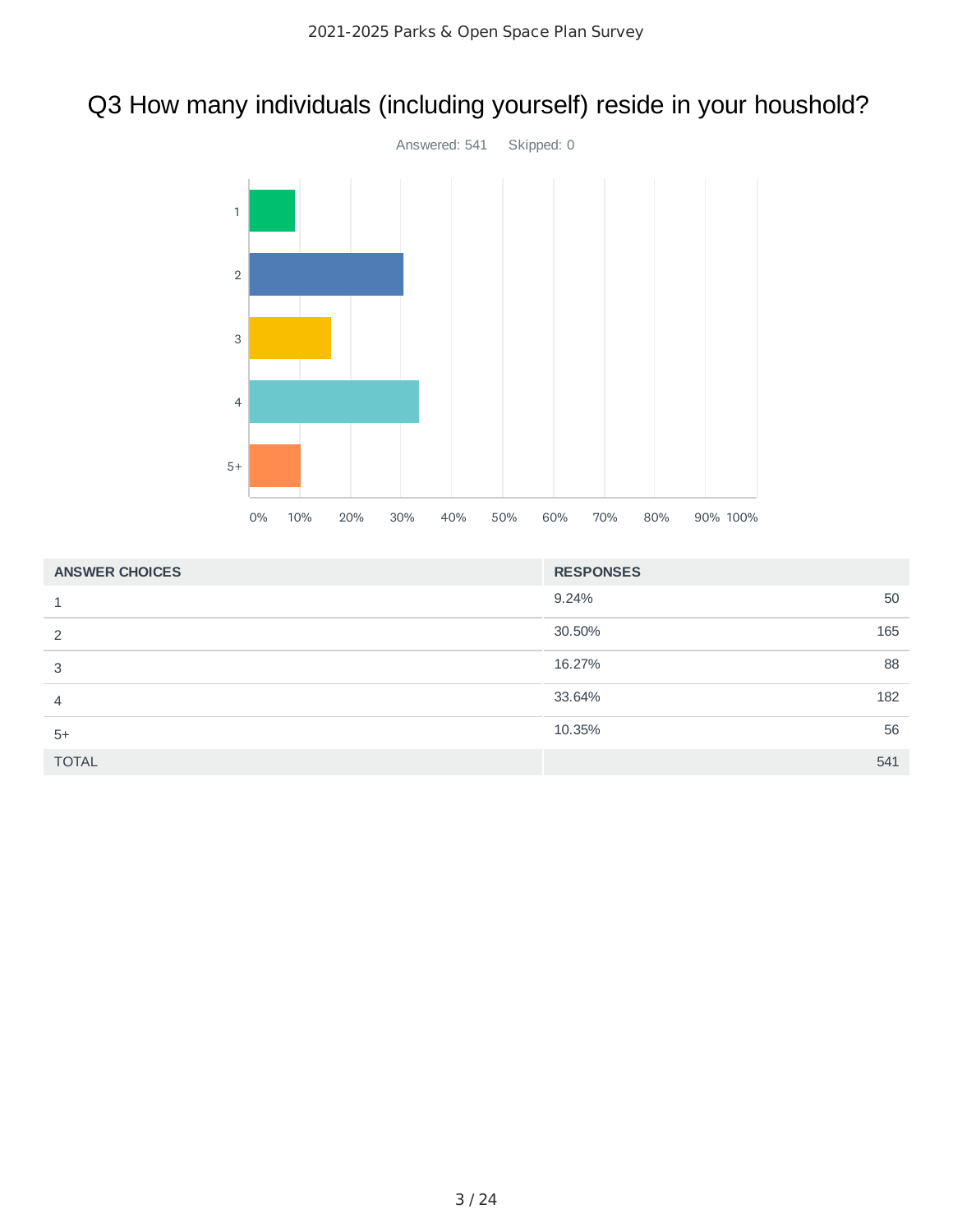# Q3 How many individuals (including yourself) reside in your houshold?

Answered: 541 Skipped: 0

| ANSWER CHOICES | RESPONSES | |
|---|---|---|
| 1 | 9.24% | 50 |
| 2 | 30.50% | 165 |
| 3 | 16.27% | 88 |
| 4 | 33.64% | 182 |
| 5+ | 10.35% | 56 |
| TOTAL | | 541 |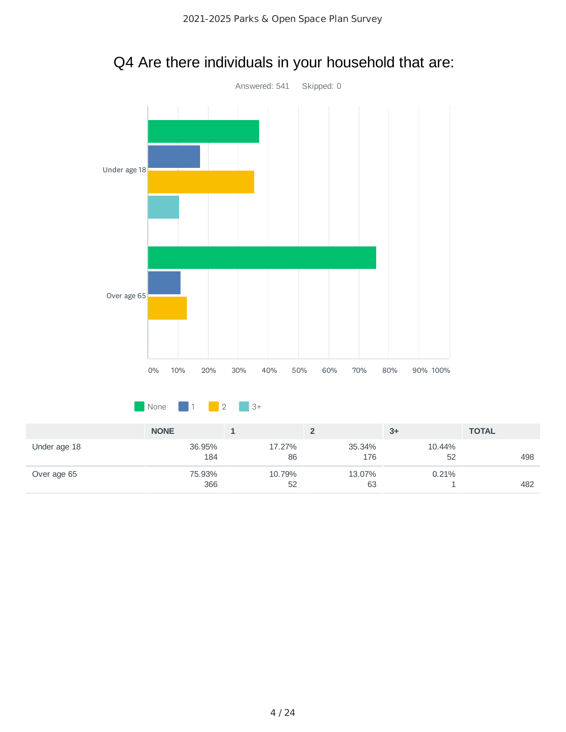# Q4 Are there individuals in your household that are:

Answered: 541 Skipped: 0

|  | NONE | 1 | 2 | 3+ | TOTAL |
|---|---|---|---|---|---|
| Under age 18 | 36.95%<br>184 | 17.27%<br>86 | 35.34%<br>176 | 10.44%<br>52 | 498 |
| Over age 65 | 75.93%<br>366 | 10.79%<br>52 | 13.07%<br>63 | 0.21%<br>1 | 482 |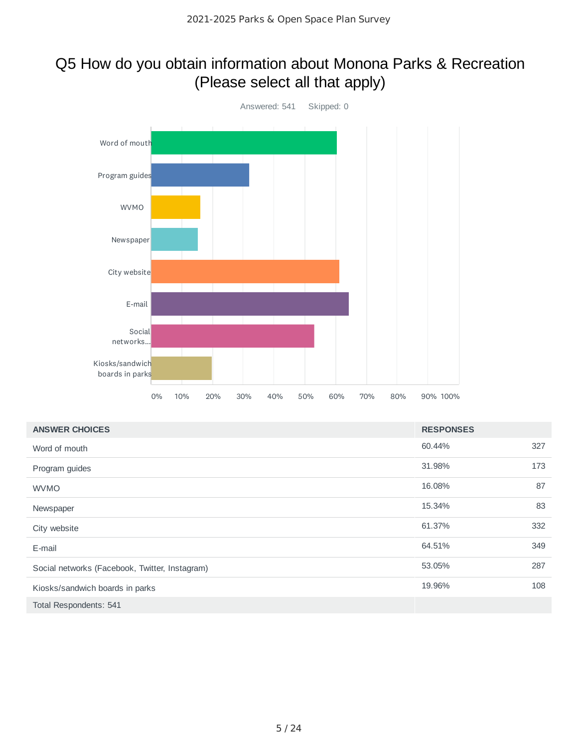# Q5 How do you obtain information about Monona Parks & Recreation (Please select all that apply)

Answered: 541 Skipped: 0

| ANSWER CHOICES | RESPONSES | |
|---|---|---|
| Word of mouth | 60.44% | 327 |
| Program guides | 31.98% | 173 |
| WVMO | 16.08% | 87 |
| Newspaper | 15.34% | 83 |
| City website | 61.37% | 332 |
| E-mail | 64.51% | 349 |
| Social networks (Facebook, Twitter, Instagram) | 53.05% | 287 |
| Kiosks/sandwich boards in parks | 19.96% | 108 |
| Total Respondents: 541 | | |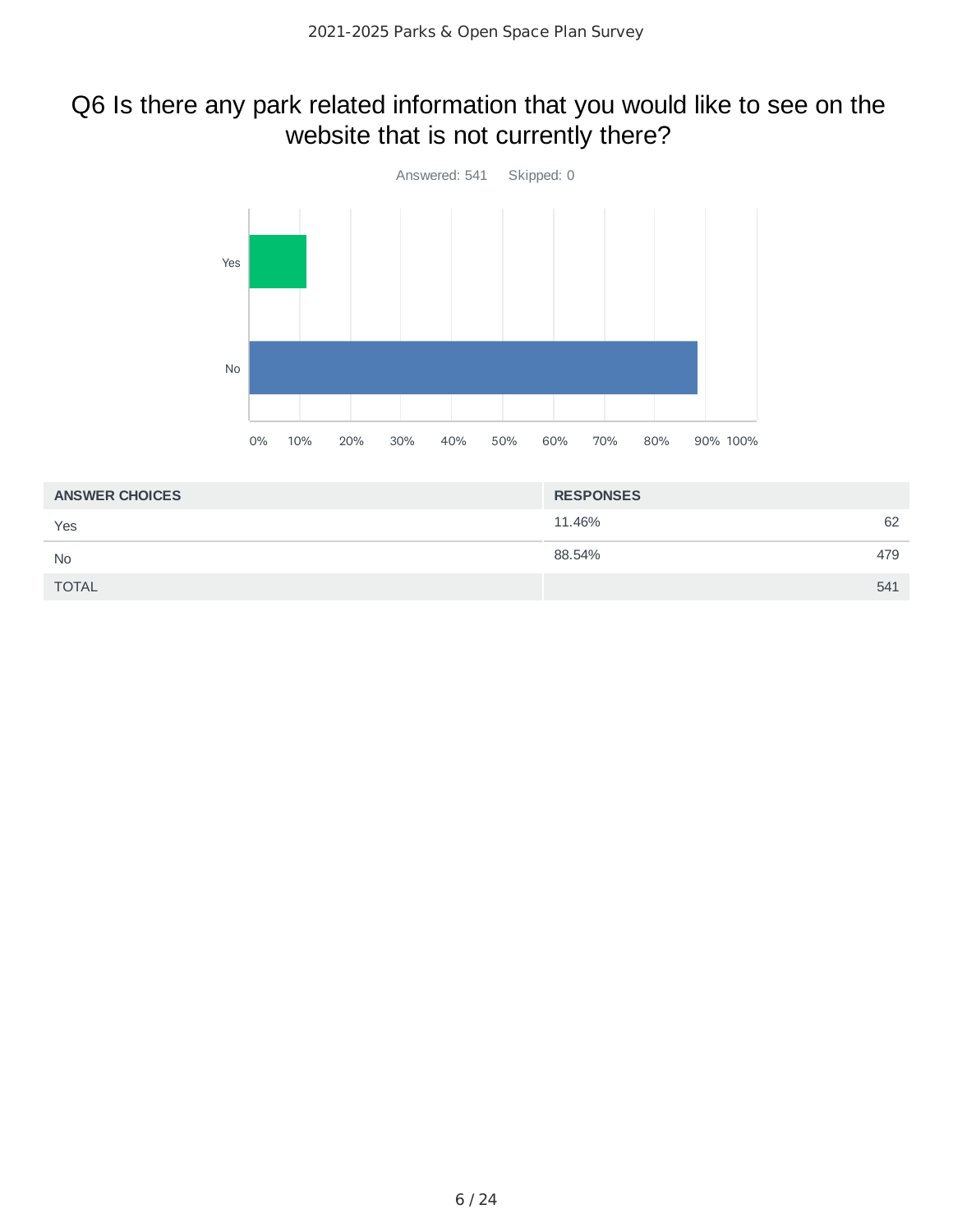## Q6 Is there any park related information that you would like to see on the website that is not currently there?

Answered: 541 Skipped: 0

| ANSWER CHOICES | RESPONSES | |
|---|---|---|
| Yes | 11.46% | 62 |
| No | 88.54% | 479 |
| TOTAL | | 541 |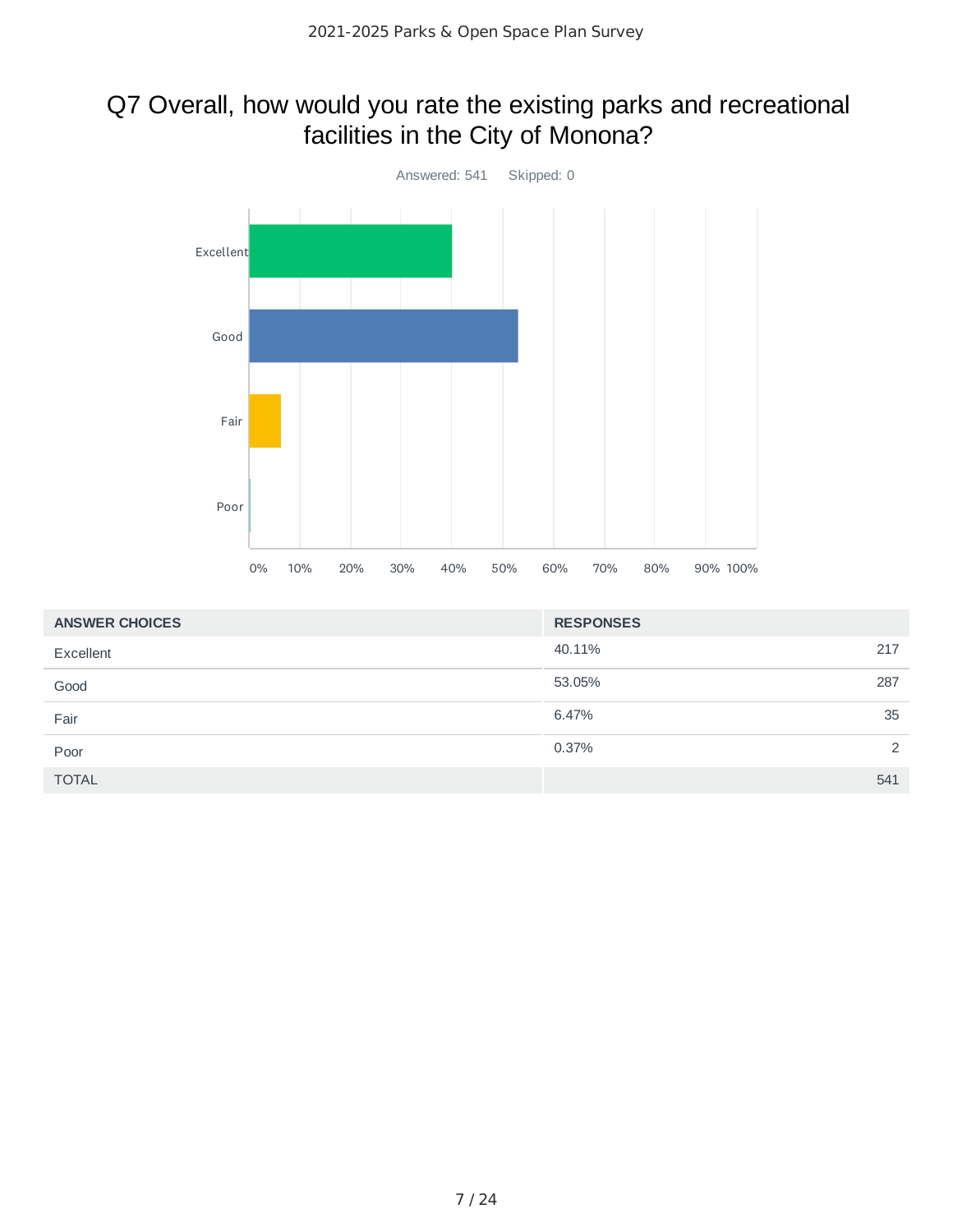# Q7 Overall, how would you rate the existing parks and recreational facilities in the City of Monona?

Answered: 541 Skipped: 0

| ANSWER CHOICES | RESPONSES | |
|---|---|---|
| Excellent | 40.11% | 217 |
| Good | 53.05% | 287 |
| Fair | 6.47% | 35 |
| Poor | 0.37% | 2 |
| TOTAL | | 541 |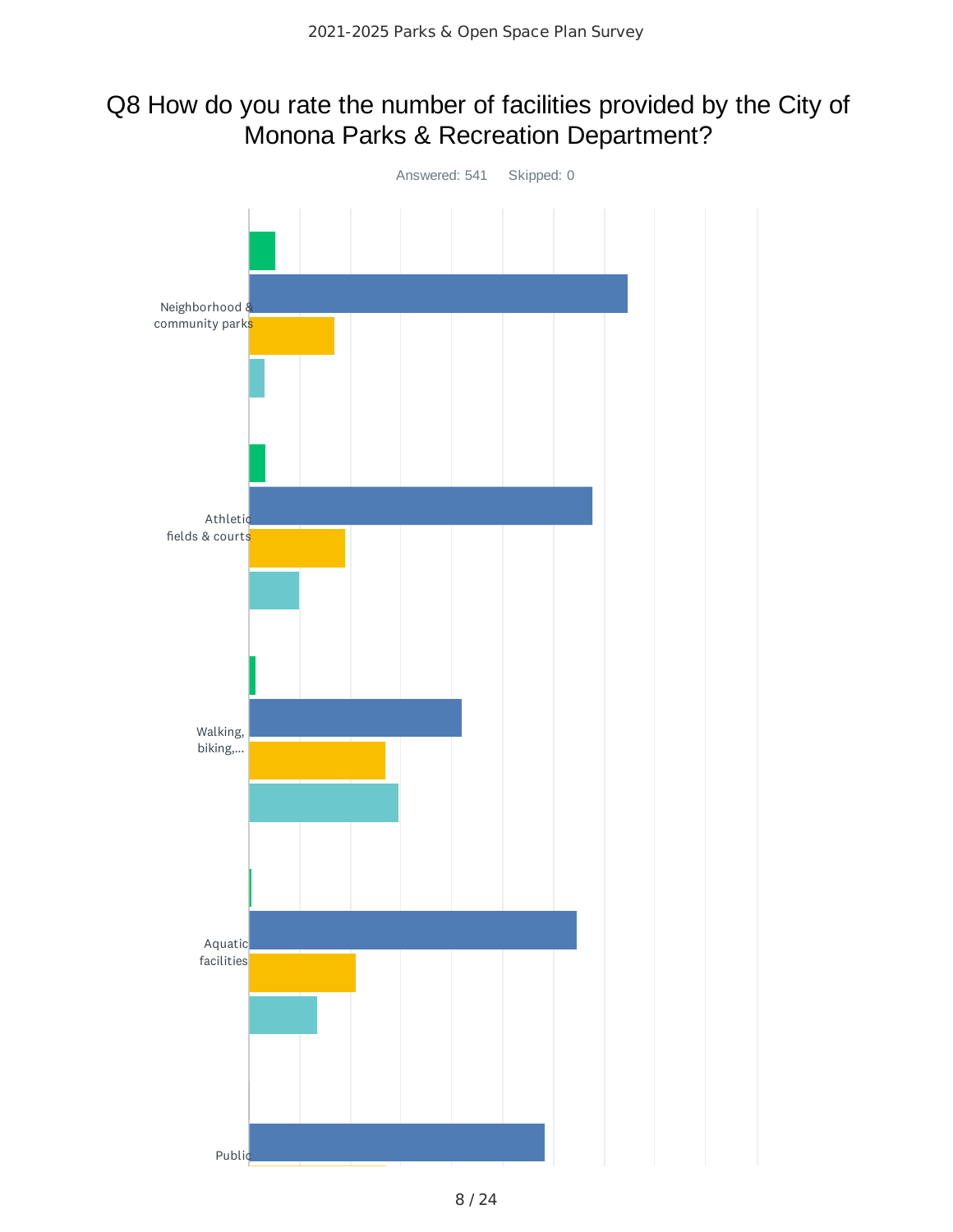# Q8 How do you rate the number of facilities provided by the City of Monona Parks & Recreation Department?

Answered: 541 Skipped: 0

Neighborhood & community parks

Athletic fields & courts

Walking, biking,...

Aquatic facilities

Public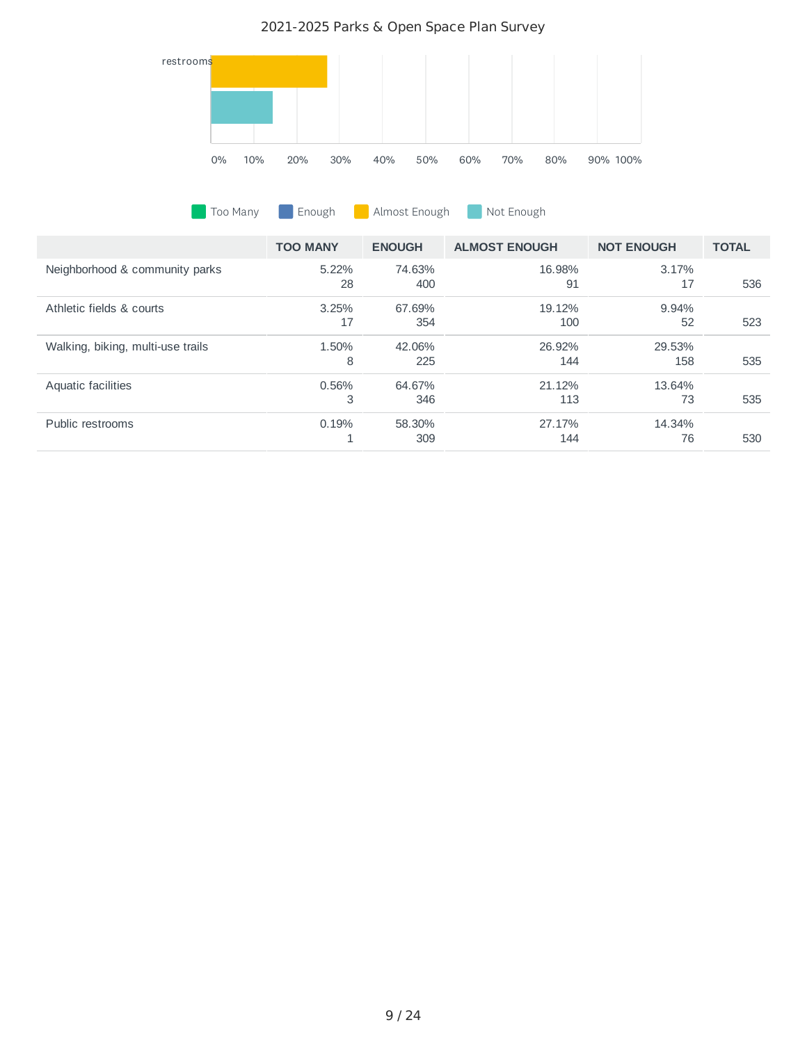2021-2025 Parks & Open Space Plan Survey

restrooms

0% 10% 20% 30% 40% 50% 60% 70% 80% 90% 100%

Too Many | Enough | Almost Enough | Not Enough

| | TOO MANY | ENOUGH | ALMOST ENOUGH | NOT ENOUGH | TOTAL |
|---|---|---|---|---|---|
| Neighborhood & community parks | 5.22%<br>28 | 74.63%<br>400 | 16.98%<br>91 | 3.17%<br>17 | 536 |
| Athletic fields & courts | 3.25%<br>17 | 67.69%<br>354 | 19.12%<br>100 | 9.94%<br>52 | 523 |
| Walking, biking, multi-use trails | 1.50%<br>8 | 42.06%<br>225 | 26.92%<br>144 | 29.53%<br>158 | 535 |
| Aquatic facilities | 0.56%<br>3 | 64.67%<br>346 | 21.12%<br>113 | 13.64%<br>73 | 535 |
| Public restrooms | 0.19%<br>1 | 58.30%<br>309 | 27.17%<br>144 | 14.34%<br>76 | 530 |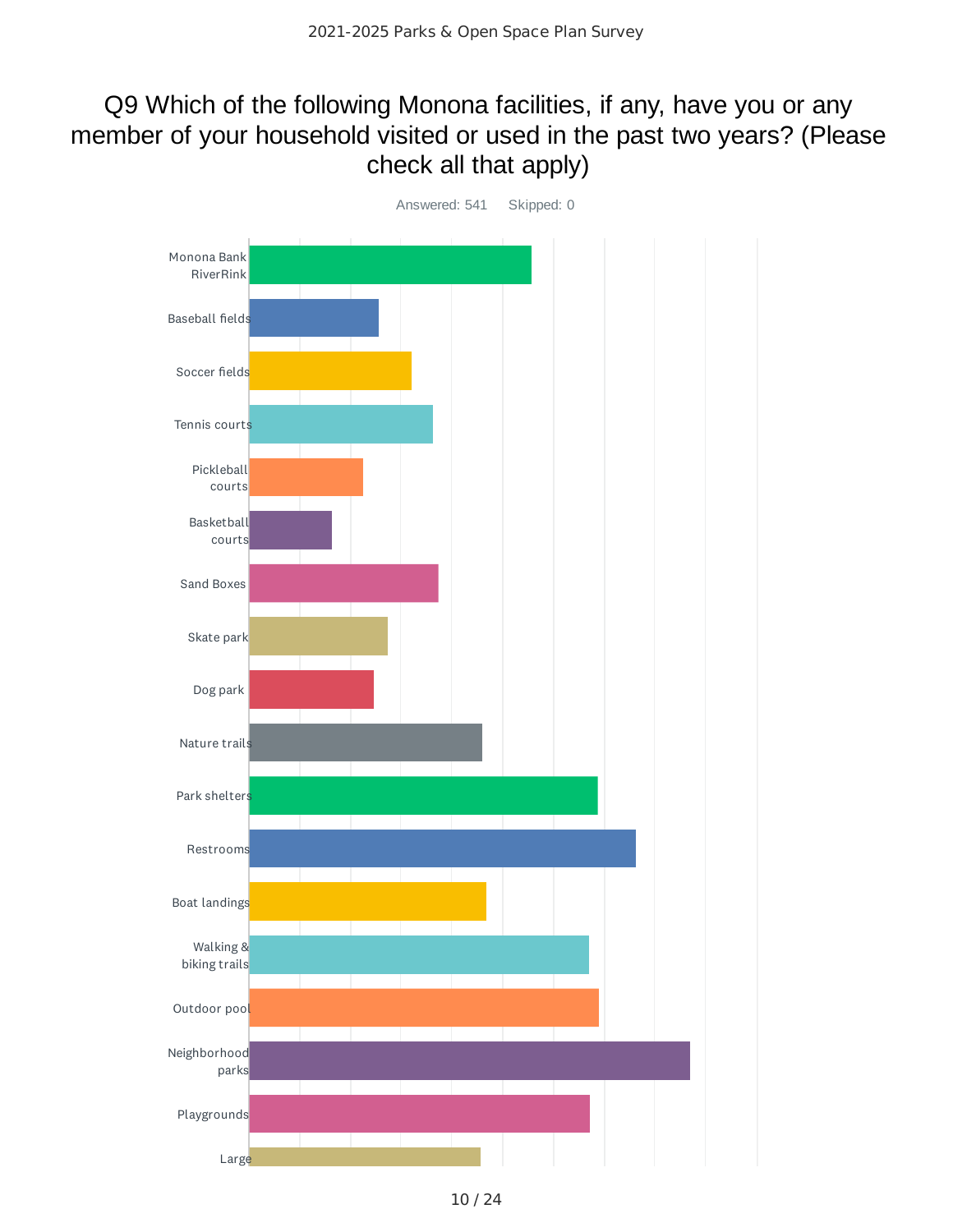# Q9 Which of the following Monona facilities, if any, have you or any member of your household visited or used in the past two years? (Please check all that apply)

Answered: 541 Skipped: 0

- Monona Bank RiverRink
- Baseball fields
- Soccer fields
- Tennis courts
- Pickleball courts
- Basketball courts
- Sand Boxes
- Skate park
- Dog park
- Nature trails
- Park shelters
- Restrooms
- Boat landings
- Walking & biking trails
- Outdoor pool
- Neighborhood parks
- Playgrounds
- Large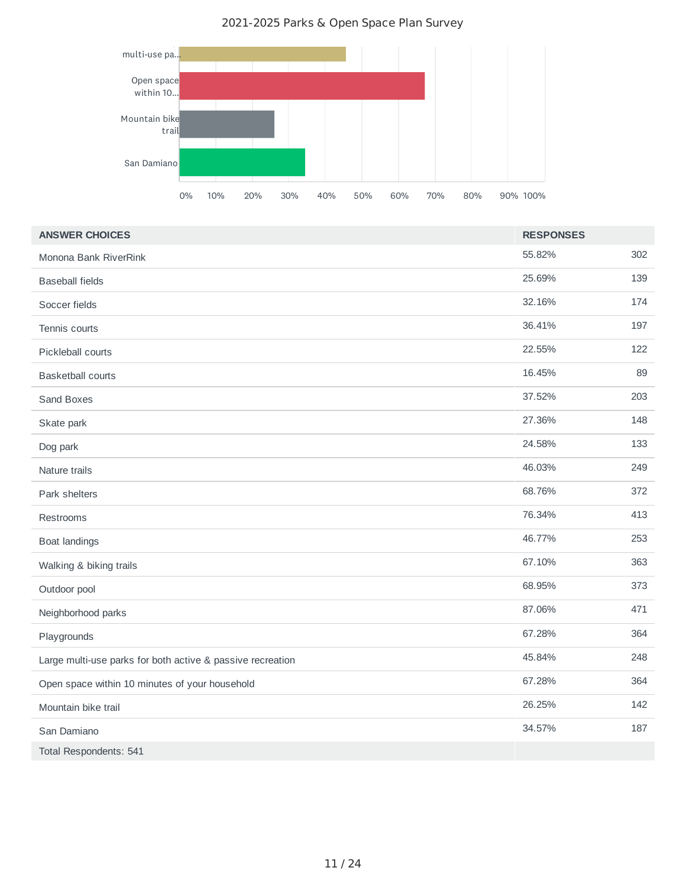2021-2025 Parks & Open Space Plan Survey

| ANSWER CHOICES | RESPONSES | |
|---|---|---|
| Monona Bank RiverRink | 55.82% | 302 |
| Baseball fields | 25.69% | 139 |
| Soccer fields | 32.16% | 174 |
| Tennis courts | 36.41% | 197 |
| Pickleball courts | 22.55% | 122 |
| Basketball courts | 16.45% | 89 |
| Sand Boxes | 37.52% | 203 |
| Skate park | 27.36% | 148 |
| Dog park | 24.58% | 133 |
| Nature trails | 46.03% | 249 |
| Park shelters | 68.76% | 372 |
| Restrooms | 76.34% | 413 |
| Boat landings | 46.77% | 253 |
| Walking & biking trails | 67.10% | 363 |
| Outdoor pool | 68.95% | 373 |
| Neighborhood parks | 87.06% | 471 |
| Playgrounds | 67.28% | 364 |
| Large multi-use parks for both active & passive recreation | 45.84% | 248 |
| Open space within 10 minutes of your household | 67.28% | 364 |
| Mountain bike trail | 26.25% | 142 |
| San Damiano | 34.57% | 187 |
| Total Respondents: 541 | | |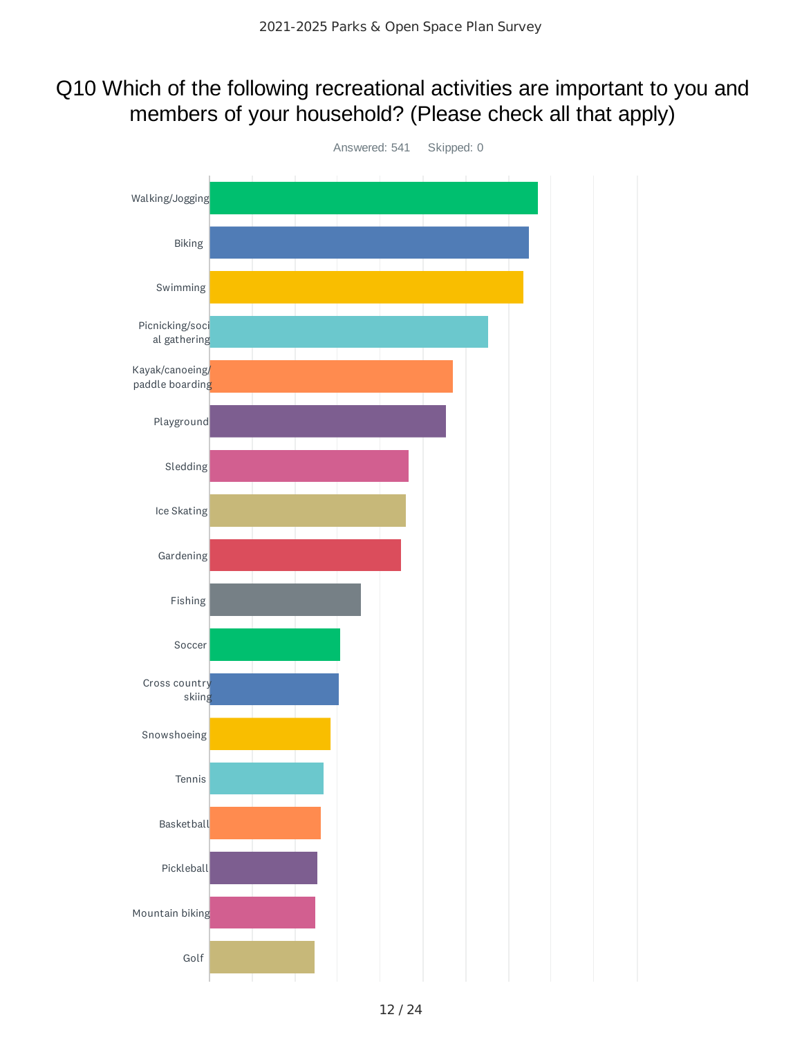# Q10 Which of the following recreational activities are important to you and members of your household? (Please check all that apply)

Answered: 541 Skipped: 0

- Walking/Jogging
- Biking
- Swimming
- Picnicking/social gathering
- Kayak/canoeing/paddle boarding
- Playground
- Sledding
- Ice Skating
- Gardening
- Fishing
- Soccer
- Cross country skiing
- Snowshoeing
- Tennis
- Basketball
- Pickleball
- Mountain biking
- Golf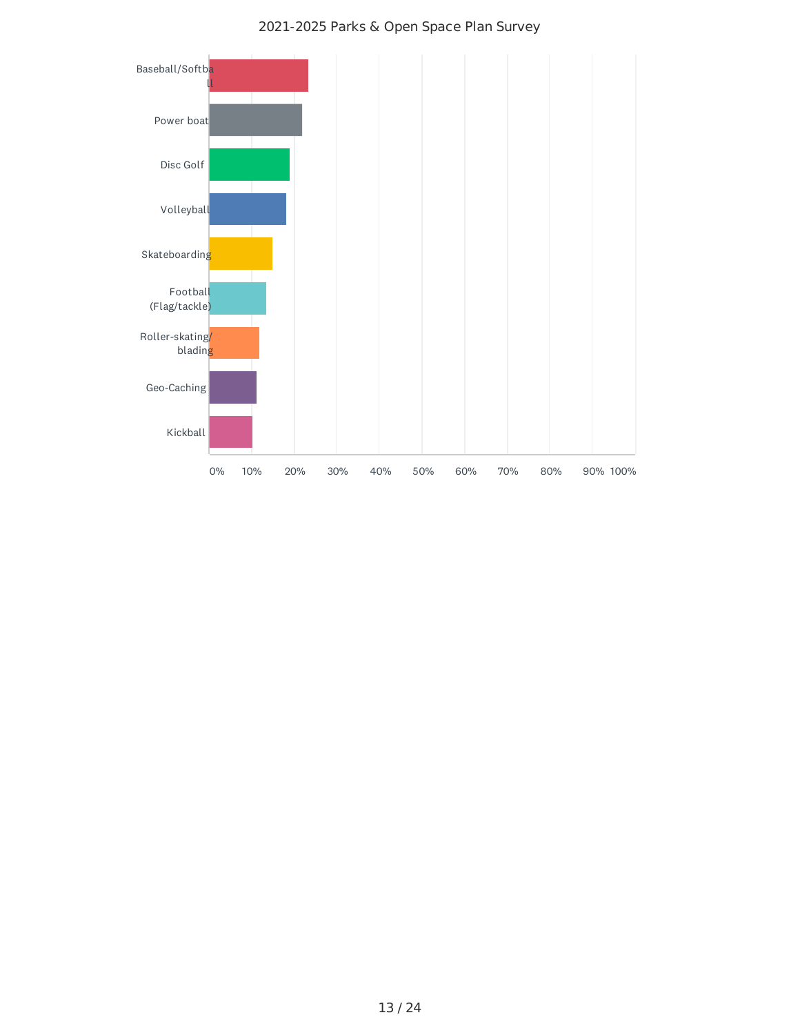2021-2025 Parks & Open Space Plan Survey

| Activity | Approx. % |
| --- | --- |
| Baseball/Softball | ~23% |
| Power boat | ~22% |
| Disc Golf | ~19% |
| Volleyball | ~18% |
| Skateboarding | ~15% |
| Football (Flag/tackle) | ~13% |
| Roller-skating/blading | ~12% |
| Geo-Caching | ~11% |
| Kickball | ~10% |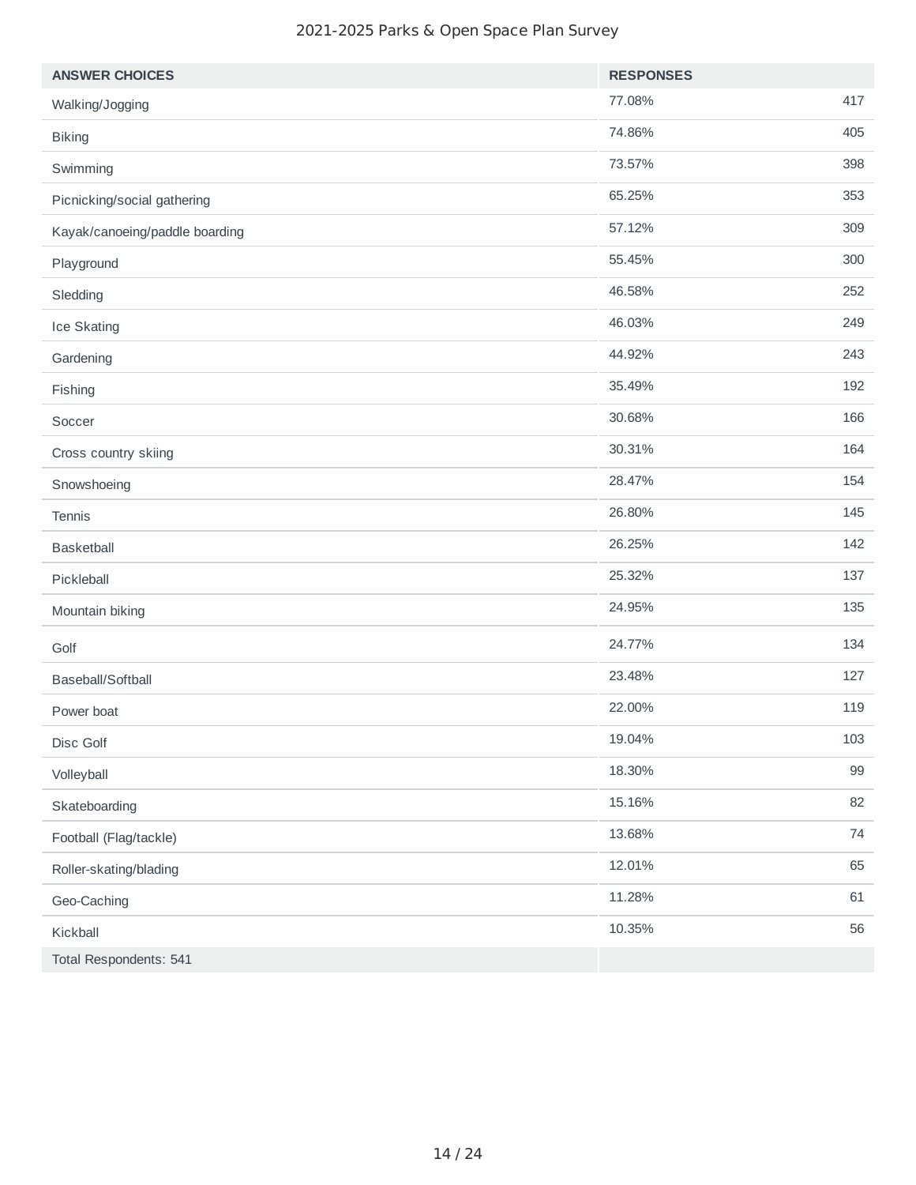| ANSWER CHOICES | RESPONSES | |
|---|---|---|
| Walking/Jogging | 77.08% | 417 |
| Biking | 74.86% | 405 |
| Swimming | 73.57% | 398 |
| Picnicking/social gathering | 65.25% | 353 |
| Kayak/canoeing/paddle boarding | 57.12% | 309 |
| Playground | 55.45% | 300 |
| Sledding | 46.58% | 252 |
| Ice Skating | 46.03% | 249 |
| Gardening | 44.92% | 243 |
| Fishing | 35.49% | 192 |
| Soccer | 30.68% | 166 |
| Cross country skiing | 30.31% | 164 |
| Snowshoeing | 28.47% | 154 |
| Tennis | 26.80% | 145 |
| Basketball | 26.25% | 142 |
| Pickleball | 25.32% | 137 |
| Mountain biking | 24.95% | 135 |
| Golf | 24.77% | 134 |
| Baseball/Softball | 23.48% | 127 |
| Power boat | 22.00% | 119 |
| Disc Golf | 19.04% | 103 |
| Volleyball | 18.30% | 99 |
| Skateboarding | 15.16% | 82 |
| Football (Flag/tackle) | 13.68% | 74 |
| Roller-skating/blading | 12.01% | 65 |
| Geo-Caching | 11.28% | 61 |
| Kickball | 10.35% | 56 |
| Total Respondents: 541 | | |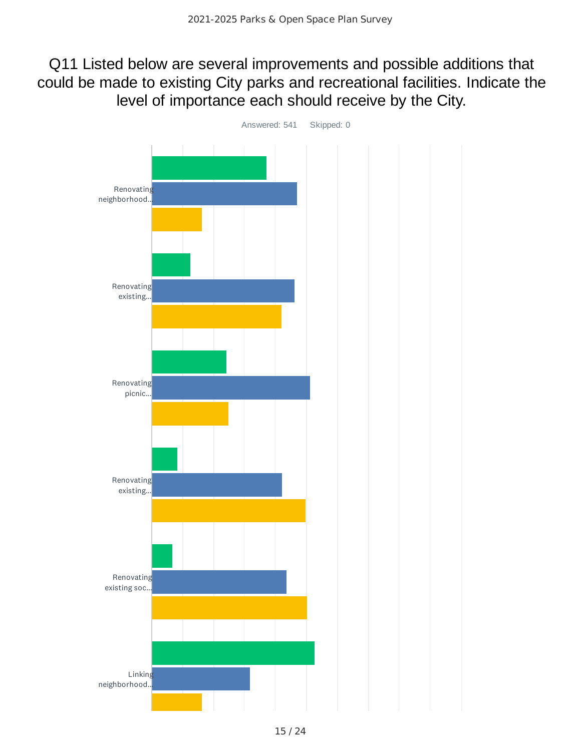# Q11 Listed below are several improvements and possible additions that could be made to existing City parks and recreational facilities. Indicate the level of importance each should receive by the City.

Answered: 541    Skipped: 0

Renovating neighborhood...

Renovating existing...

Renovating picnic...

Renovating existing...

Renovating existing soc...

Linking neighborhood...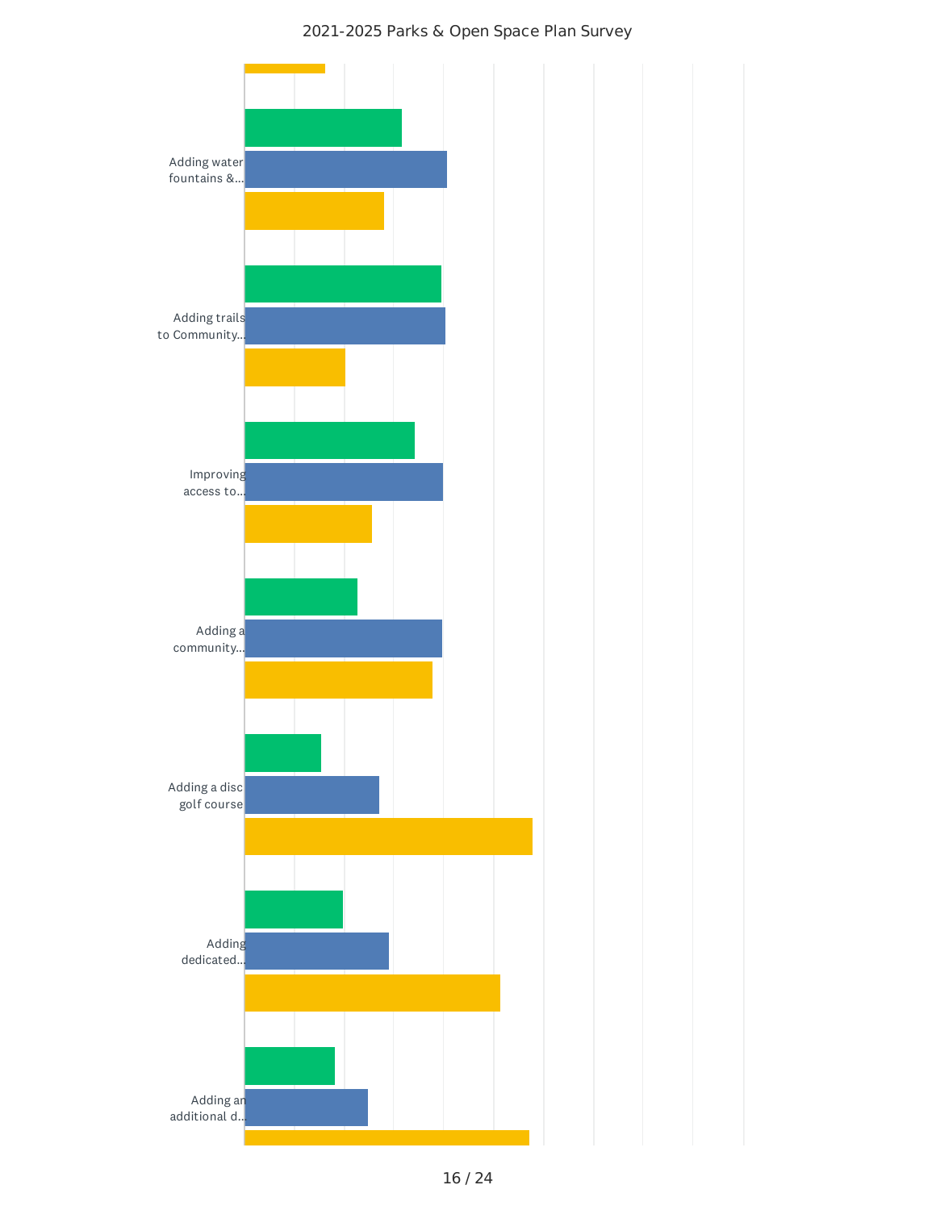2021-2025 Parks & Open Space Plan Survey

Adding water fountains &...

Adding trails to Community...

Improving access to...

Adding a community...

Adding a disc golf course

Adding dedicated...

Adding an additional d...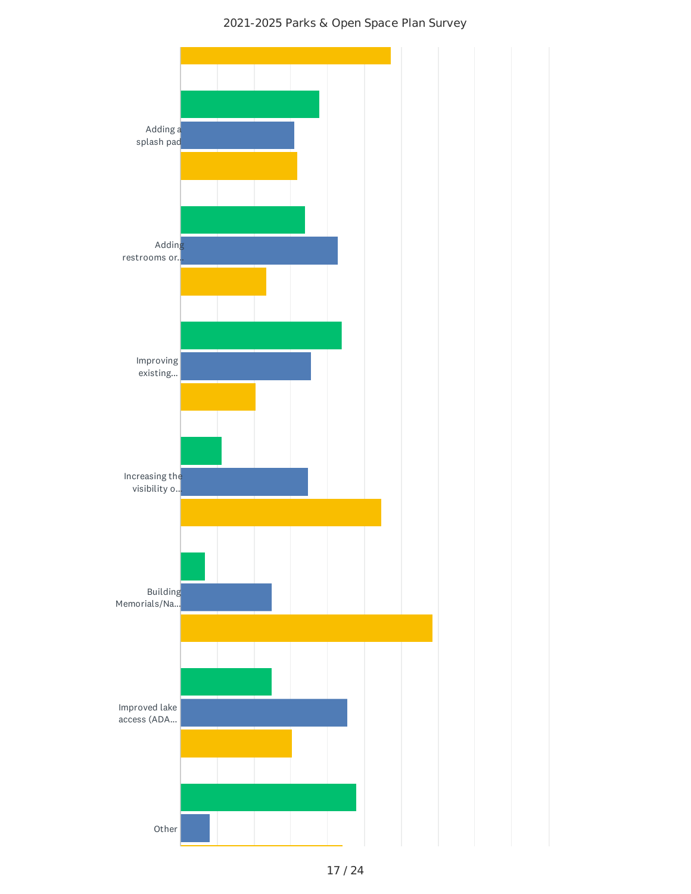2021-2025 Parks & Open Space Plan Survey

Adding a splash pad

Adding restrooms or...

Improving existing...

Increasing the visibility o...

Building Memorials/Na...

Improved lake access (ADA...

Other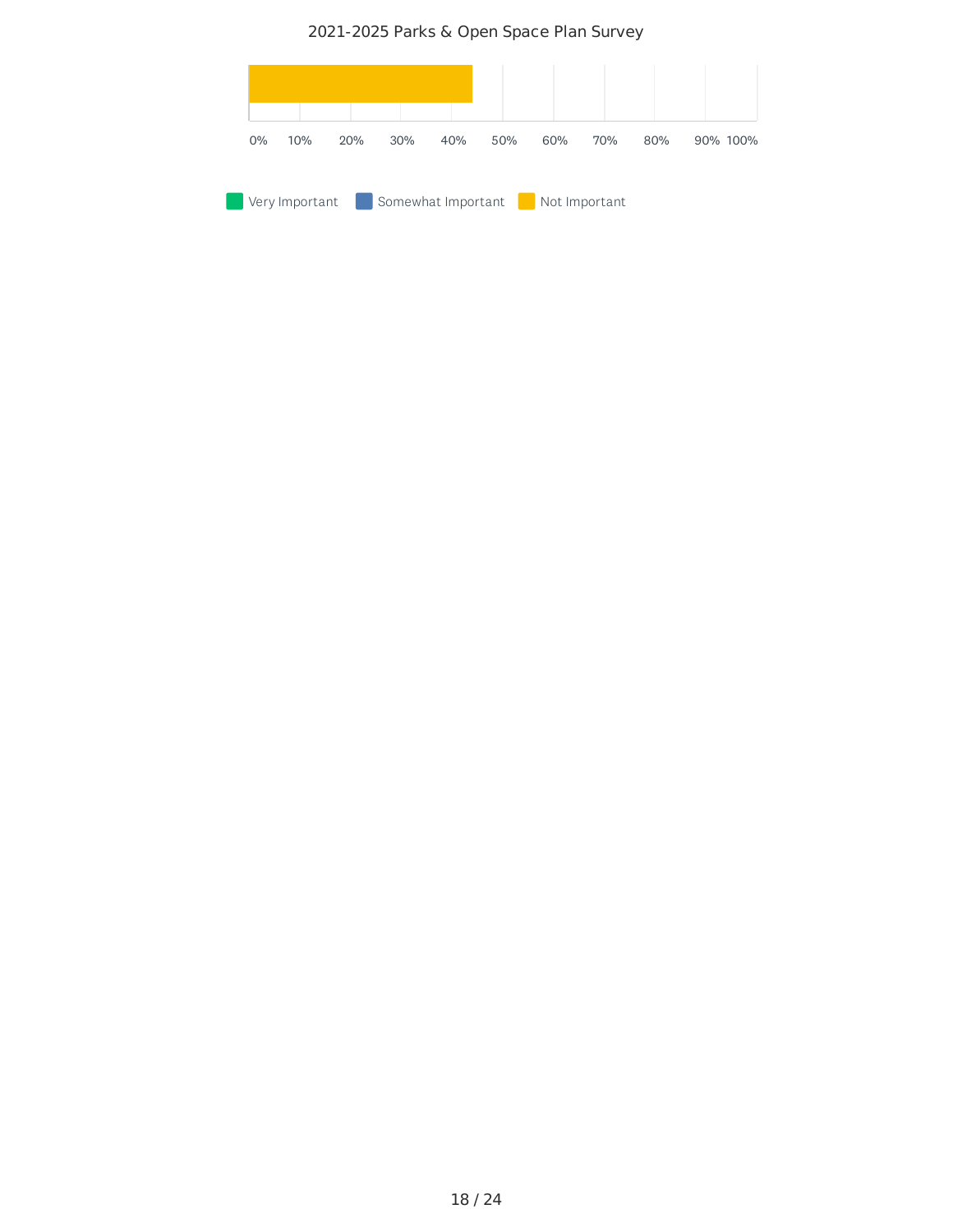0% 10% 20% 30% 40% 50% 60% 70% 80% 90% 100%

Very Important   Somewhat Important   Not Important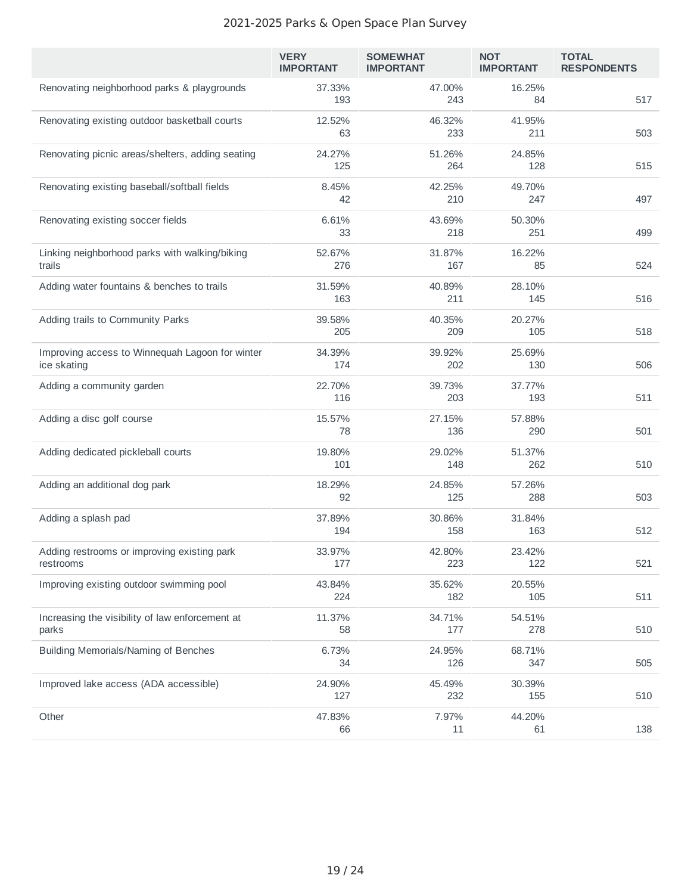2021-2025 Parks & Open Space Plan Survey

| | VERY IMPORTANT | SOMEWHAT IMPORTANT | NOT IMPORTANT | TOTAL RESPONDENTS |
|---|---|---|---|---|
| Renovating neighborhood parks & playgrounds | 37.33% 193 | 47.00% 243 | 16.25% 84 | 517 |
| Renovating existing outdoor basketball courts | 12.52% 63 | 46.32% 233 | 41.95% 211 | 503 |
| Renovating picnic areas/shelters, adding seating | 24.27% 125 | 51.26% 264 | 24.85% 128 | 515 |
| Renovating existing baseball/softball fields | 8.45% 42 | 42.25% 210 | 49.70% 247 | 497 |
| Renovating existing soccer fields | 6.61% 33 | 43.69% 218 | 50.30% 251 | 499 |
| Linking neighborhood parks with walking/biking trails | 52.67% 276 | 31.87% 167 | 16.22% 85 | 524 |
| Adding water fountains & benches to trails | 31.59% 163 | 40.89% 211 | 28.10% 145 | 516 |
| Adding trails to Community Parks | 39.58% 205 | 40.35% 209 | 20.27% 105 | 518 |
| Improving access to Winnequah Lagoon for winter ice skating | 34.39% 174 | 39.92% 202 | 25.69% 130 | 506 |
| Adding a community garden | 22.70% 116 | 39.73% 203 | 37.77% 193 | 511 |
| Adding a disc golf course | 15.57% 78 | 27.15% 136 | 57.88% 290 | 501 |
| Adding dedicated pickleball courts | 19.80% 101 | 29.02% 148 | 51.37% 262 | 510 |
| Adding an additional dog park | 18.29% 92 | 24.85% 125 | 57.26% 288 | 503 |
| Adding a splash pad | 37.89% 194 | 30.86% 158 | 31.84% 163 | 512 |
| Adding restrooms or improving existing park restrooms | 33.97% 177 | 42.80% 223 | 23.42% 122 | 521 |
| Improving existing outdoor swimming pool | 43.84% 224 | 35.62% 182 | 20.55% 105 | 511 |
| Increasing the visibility of law enforcement at parks | 11.37% 58 | 34.71% 177 | 54.51% 278 | 510 |
| Building Memorials/Naming of Benches | 6.73% 34 | 24.95% 126 | 68.71% 347 | 505 |
| Improved lake access (ADA accessible) | 24.90% 127 | 45.49% 232 | 30.39% 155 | 510 |
| Other | 47.83% 66 | 7.97% 11 | 44.20% 61 | 138 |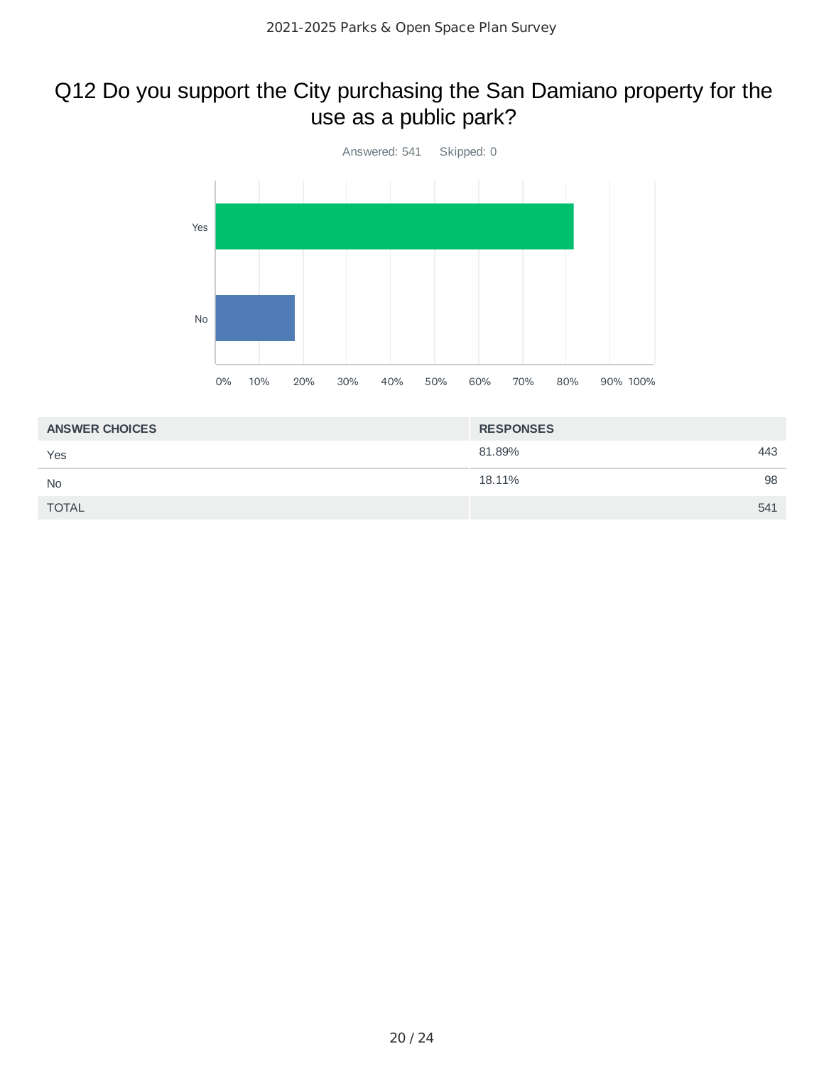## Q12 Do you support the City purchasing the San Damiano property for the use as a public park?

Answered: 541    Skipped: 0

| ANSWER CHOICES | RESPONSES | |
|---|---|---|
| Yes | 81.89% | 443 |
| No | 18.11% | 98 |
| TOTAL | | 541 |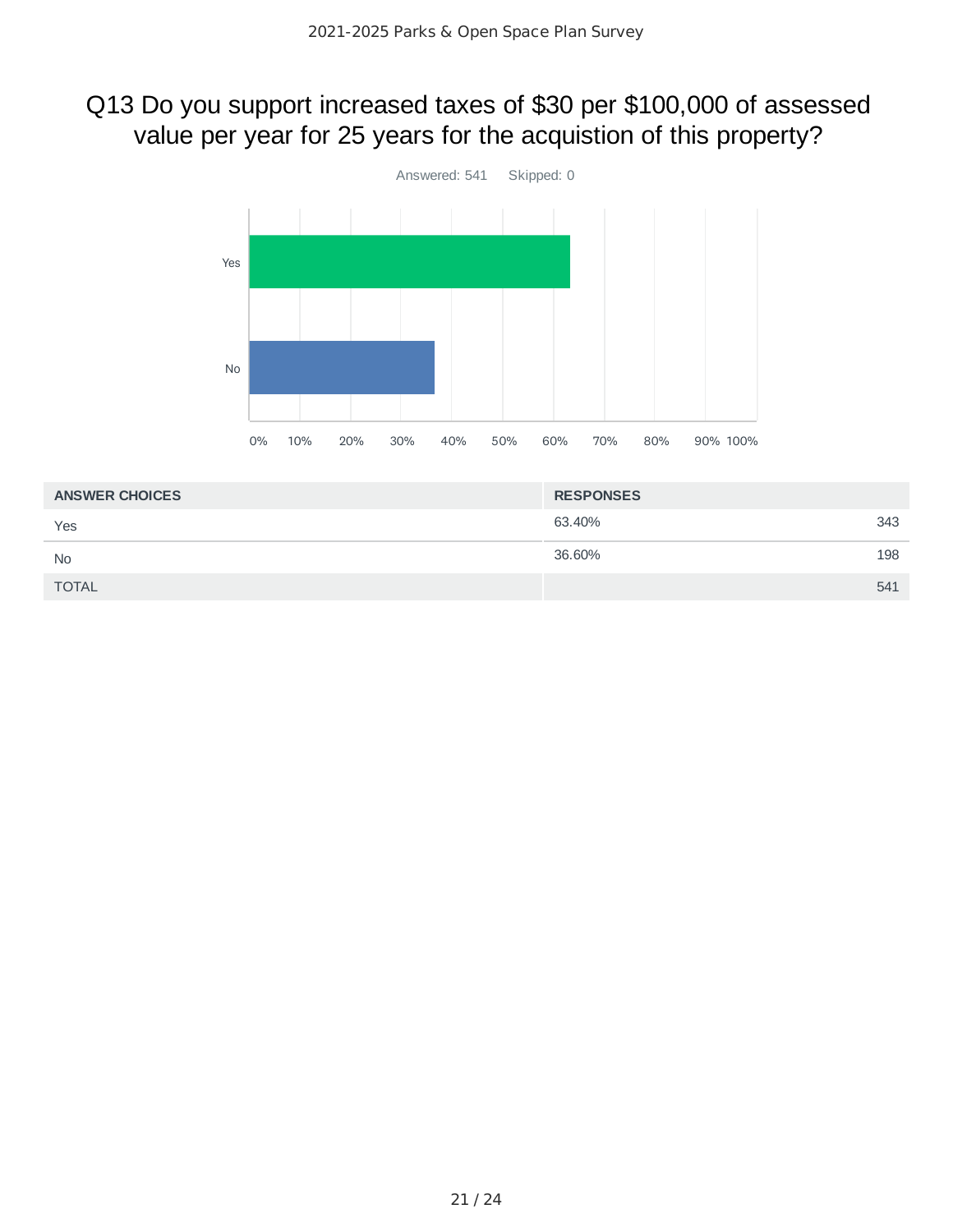# Q13 Do you support increased taxes of $30 per $100,000 of assessed value per year for 25 years for the acquistion of this property?

Answered: 541 Skipped: 0

| ANSWER CHOICES | RESPONSES | |
|---|---|---|
| Yes | 63.40% | 343 |
| No | 36.60% | 198 |
| TOTAL | | 541 |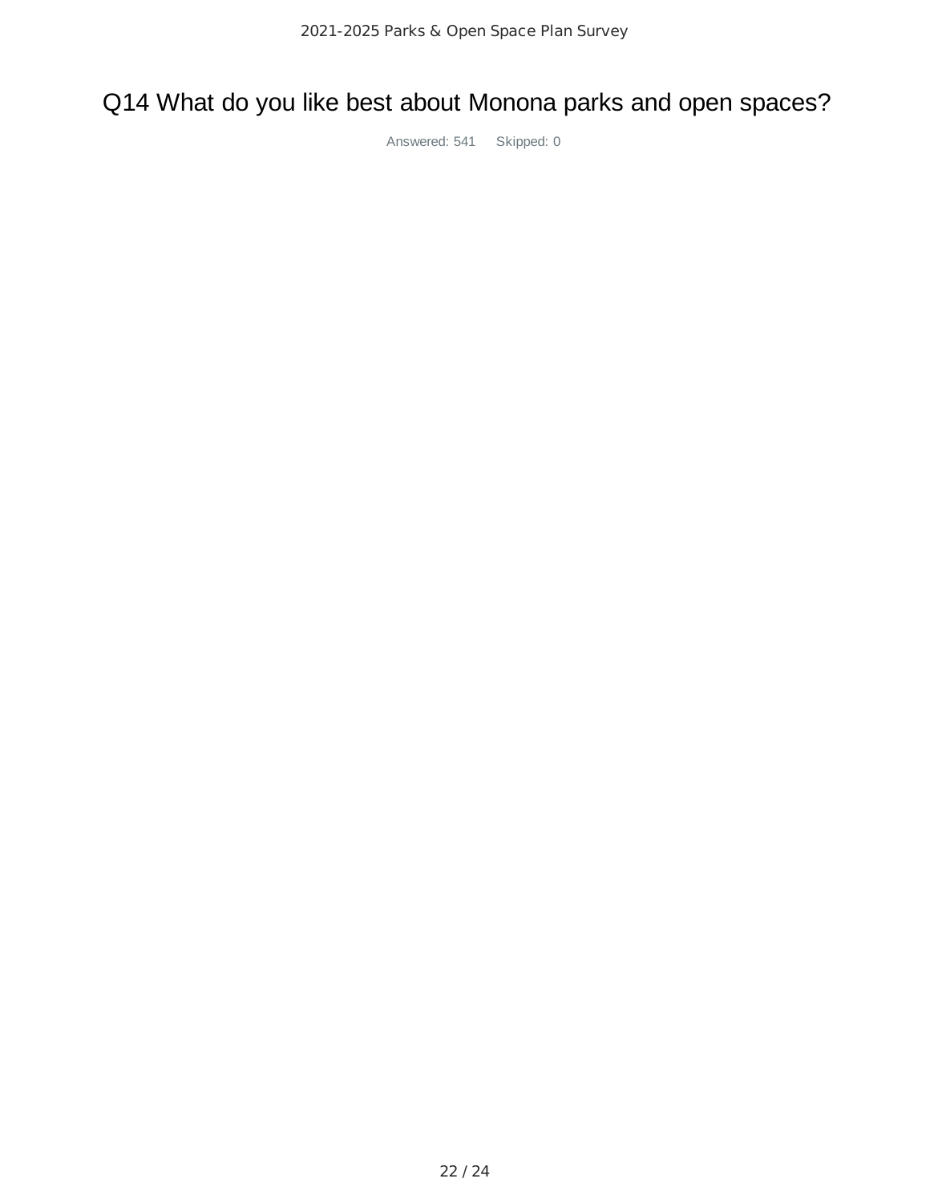# Q14 What do you like best about Monona parks and open spaces?

Answered: 541 Skipped: 0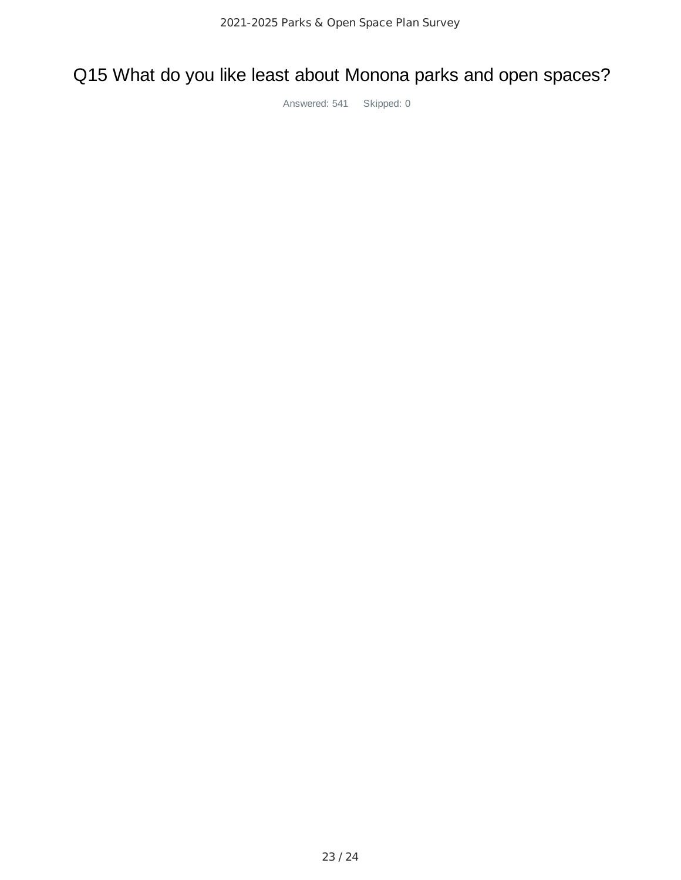# Q15 What do you like least about Monona parks and open spaces?

Answered: 541 Skipped: 0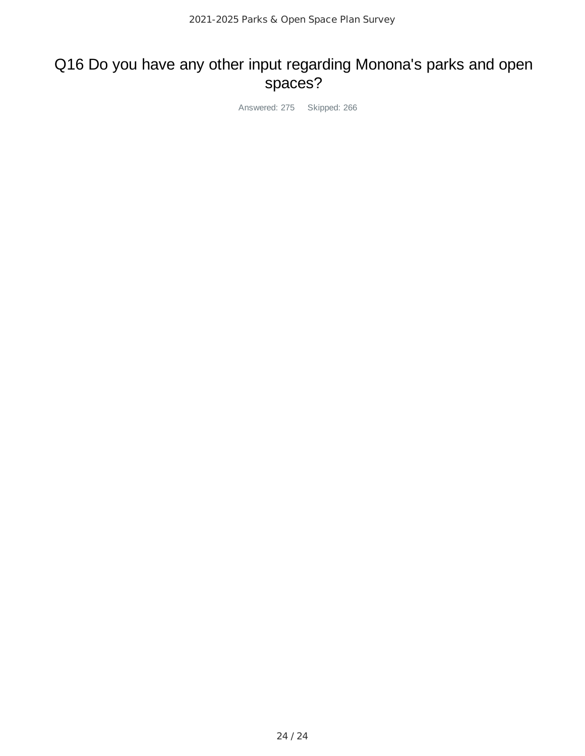# Q16 Do you have any other input regarding Monona's parks and open spaces?

Answered: 275 Skipped: 266